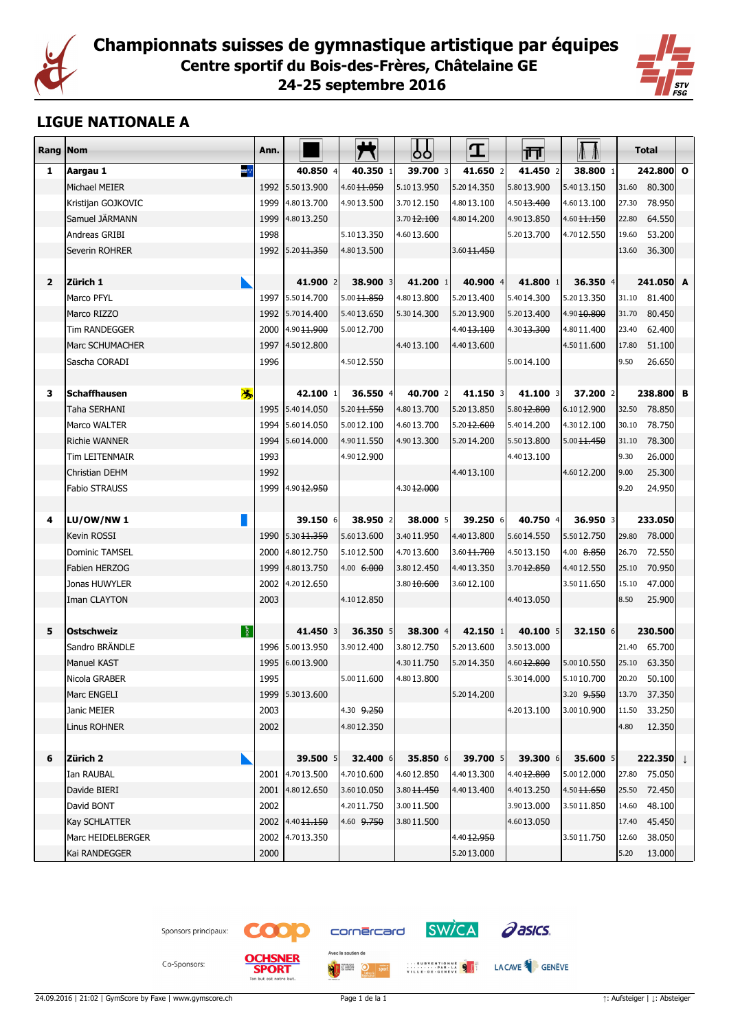# Championnats suisses de gymnastique artistique par équipes

## Centre sportif du Bois-des-Frères, Châtelaine GE

## 24-25 septembre 2016

## LIGUE NATIONALE A

| Rang | Nom | Ann. | Sol | Cheval-arçons | Anneaux | Saut | Barres parallèles | Barre fixe | Total | | |
|---|---|---|---|---|---|---|---|---|---|---|---|
| 1 | **Aargau 1** | | **40.850** 4 | **40.350** 1 | **39.700** 3 | **41.650** 2 | **41.450** 2 | **38.800** 1 | | **242.800** | O |
| | Michael MEIER | 1992 | 5.50 13.900 | 4.60 ~~11.050~~ | 5.10 13.950 | 5.20 14.350 | 5.80 13.900 | 5.40 13.150 | 31.60 | 80.300 | |
| | Kristijan GOJKOVIC | 1999 | 4.80 13.700 | 4.90 13.500 | 3.70 12.150 | 4.80 13.100 | 4.50 ~~13.400~~ | 4.60 13.100 | 27.30 | 78.950 | |
| | Samuel JÄRMANN | 1999 | 4.80 13.250 | | 3.70 ~~12.100~~ | 4.80 14.200 | 4.90 13.850 | 4.60 ~~11.150~~ | 22.80 | 64.550 | |
| | Andreas GRIBI | 1998 | | 5.10 13.350 | 4.60 13.600 | | 5.20 13.700 | 4.70 12.550 | 19.60 | 53.200 | |
| | Severin ROHRER | 1992 | 5.20 ~~11.350~~ | 4.80 13.500 | | 3.60 ~~11.450~~ | | | 13.60 | 36.300 | |
| 2 | **Zürich 1** | | **41.900** 2 | **38.900** 3 | **41.200** 1 | **40.900** 4 | **41.800** 1 | **36.350** 4 | | **241.050** | A |
| | Marco PFYL | 1997 | 5.50 14.700 | 5.00 ~~11.850~~ | 4.80 13.800 | 5.20 13.400 | 5.40 14.300 | 5.20 13.350 | 31.10 | 81.400 | |
| | Marco RIZZO | 1992 | 5.70 14.400 | 5.40 13.650 | 5.30 14.300 | 5.20 13.900 | 5.20 13.400 | 4.90 ~~10.800~~ | 31.70 | 80.450 | |
| | Tim RANDEGGER | 2000 | 4.90 ~~11.900~~ | 5.00 12.700 | | 4.40 ~~13.100~~ | 4.30 ~~13.300~~ | 4.80 11.400 | 23.40 | 62.400 | |
| | Marc SCHUMACHER | 1997 | 4.50 12.800 | | 4.40 13.100 | 4.40 13.600 | | 4.50 11.600 | 17.80 | 51.100 | |
| | Sascha CORADI | 1996 | | 4.50 12.550 | | | 5.00 14.100 | | 9.50 | 26.650 | |
| 3 | **Schaffhausen** | | **42.100** 1 | **36.550** 4 | **40.700** 2 | **41.150** 3 | **41.100** 3 | **37.200** 2 | | **238.800** | B |
| | Taha SERHANI | 1995 | 5.40 14.050 | 5.20 ~~11.550~~ | 4.80 13.700 | 5.20 13.850 | 5.80 ~~12.800~~ | 6.10 12.900 | 32.50 | 78.850 | |
| | Marco WALTER | 1994 | 5.60 14.050 | 5.00 12.100 | 4.60 13.700 | 5.20 ~~12.600~~ | 5.40 14.200 | 4.30 12.100 | 30.10 | 78.750 | |
| | Richie WANNER | 1994 | 5.60 14.000 | 4.90 11.550 | 4.90 13.300 | 5.20 14.200 | 5.50 13.800 | 5.00 ~~11.450~~ | 31.10 | 78.300 | |
| | Tim LEITENMAIR | 1993 | | 4.90 12.900 | | | 4.40 13.100 | | 9.30 | 26.000 | |
| | Christian DEHM | 1992 | | | | 4.40 13.100 | | 4.60 12.200 | 9.00 | 25.300 | |
| | Fabio STRAUSS | 1999 | 4.90 ~~12.950~~ | | 4.30 ~~12.000~~ | | | | 9.20 | 24.950 | |
| 4 | **LU/OW/NW 1** | | **39.150** 6 | **38.950** 2 | **38.000** 5 | **39.250** 6 | **40.750** 4 | **36.950** 3 | | **233.050** | |
| | Kevin ROSSI | 1990 | 5.30 ~~11.350~~ | 5.60 13.600 | 3.40 11.950 | 4.40 13.800 | 5.60 14.550 | 5.50 12.750 | 29.80 | 78.000 | |
| | Dominic TAMSEL | 2000 | 4.80 12.750 | 5.10 12.500 | 4.70 13.600 | 3.60 ~~11.700~~ | 4.50 13.150 | 4.00 ~~8.850~~ | 26.70 | 72.550 | |
| | Fabien HERZOG | 1999 | 4.80 13.750 | 4.00 ~~6.000~~ | 3.80 12.450 | 4.40 13.350 | 3.70 ~~12.850~~ | 4.40 12.550 | 25.10 | 70.950 | |
| | Jonas HUWYLER | 2002 | 4.20 12.650 | | 3.80 ~~10.600~~ | 3.60 12.100 | | 3.50 11.650 | 15.10 | 47.000 | |
| | Iman CLAYTON | 2003 | | 4.10 12.850 | | | 4.40 13.050 | | 8.50 | 25.900 | |
| 5 | **Ostschweiz** | | **41.450** 3 | **36.350** 5 | **38.300** 4 | **42.150** 1 | **40.100** 5 | **32.150** 6 | | **230.500** | |
| | Sandro BRÄNDLE | 1996 | 5.00 13.950 | 3.90 12.400 | 3.80 12.750 | 5.20 13.600 | 3.50 13.000 | | 21.40 | 65.700 | |
| | Manuel KAST | 1995 | 6.00 13.900 | | 4.30 11.750 | 5.20 14.350 | 4.60 ~~12.800~~ | 5.00 10.550 | 25.10 | 63.350 | |
| | Nicola GRABER | 1995 | | 5.00 11.600 | 4.80 13.800 | | 5.30 14.000 | 5.10 10.700 | 20.20 | 50.100 | |
| | Marc ENGELI | 1999 | 5.30 13.600 | | | 5.20 14.200 | | 3.20 ~~9.550~~ | 13.70 | 37.350 | |
| | Janic MEIER | 2003 | | 4.30 ~~9.250~~ | | | 4.20 13.100 | 3.00 10.900 | 11.50 | 33.250 | |
| | Linus ROHNER | 2002 | | 4.80 12.350 | | | | | 4.80 | 12.350 | |
| 6 | **Zürich 2** | | **39.500** 5 | **32.400** 6 | **35.850** 6 | **39.700** 5 | **39.300** 6 | **35.600** 5 | | **222.350** | ↓ |
| | Ian RAUBAL | 2001 | 4.70 13.500 | 4.70 10.600 | 4.60 12.850 | 4.40 13.300 | 4.40 ~~12.800~~ | 5.00 12.000 | 27.80 | 75.050 | |
| | Davide BIERI | 2001 | 4.80 12.650 | 3.60 10.050 | 3.80 ~~11.450~~ | 4.40 13.400 | 4.40 13.250 | 4.50 ~~11.650~~ | 25.50 | 72.450 | |
| | David BONT | 2002 | | 4.20 11.750 | 3.00 11.500 | | 3.90 13.000 | 3.50 11.850 | 14.60 | 48.100 | |
| | Kay SCHLATTER | 2002 | 4.40 ~~11.150~~ | 4.60 ~~9.750~~ | 3.80 11.500 | | 4.60 13.050 | | 17.40 | 45.450 | |
| | Marc HEIDELBERGER | 2002 | 4.70 13.350 | | | 4.40 ~~12.950~~ | | 3.50 11.750 | 12.60 | 38.050 | |
| | Kai RANDEGGER | 2000 | | | | 5.20 13.000 | | | 5.20 | 13.000 | |

Sponsors principaux: coop, cornèrcard, SWICA, asics

Co-Sponsors: OCHSNER SPORT, Avec le soutien de, Subventionné par la Ville de Genève, LA CAVE DE GENÈVE

24.09.2016 | 21:02 | GymScore by Faxe | www.gymscore.ch

↑: Aufsteiger | ↓: Absteiger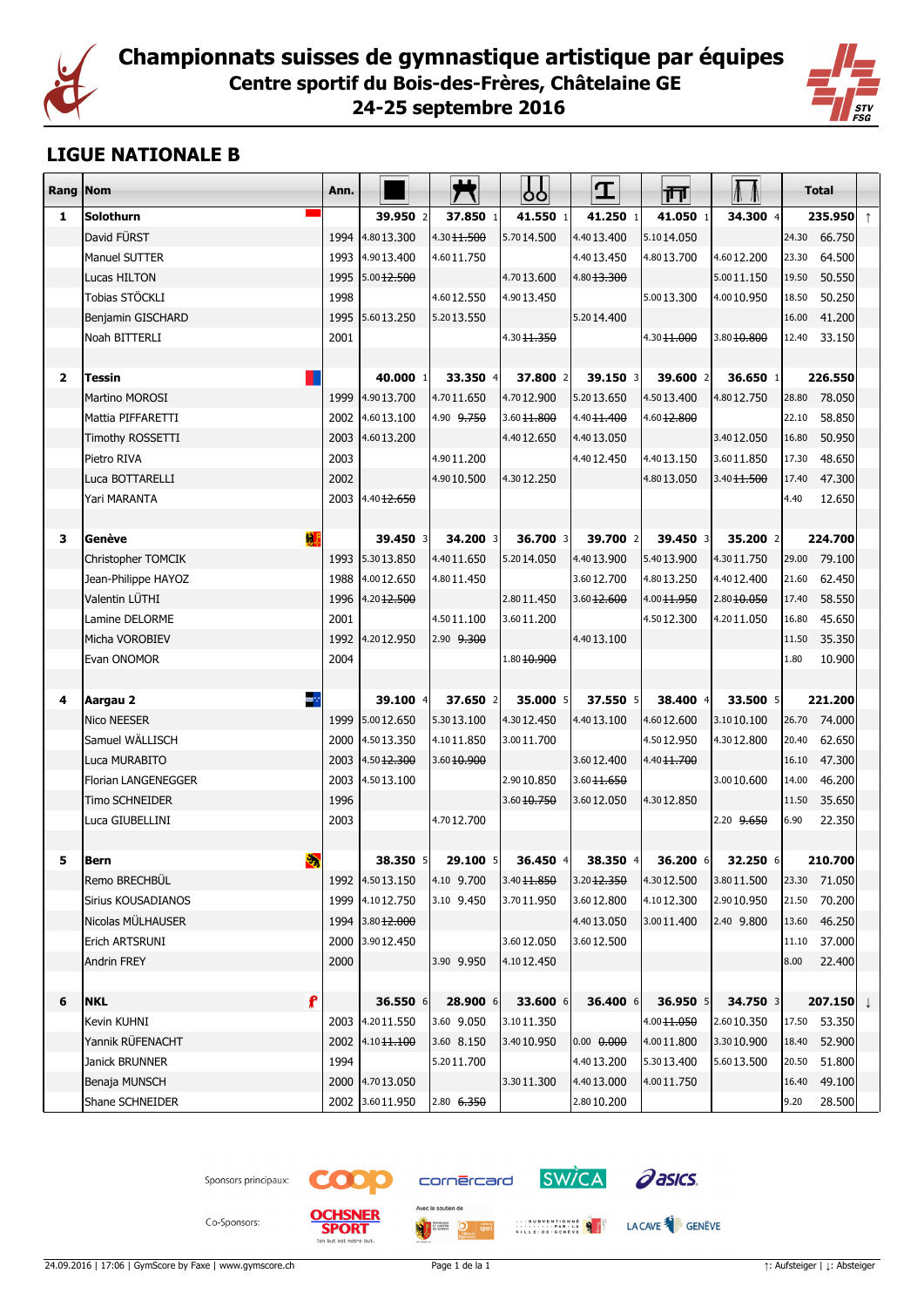# Championnats suisses de gymnastique artistique par équipes

## Centre sportif du Bois-des-Frères, Châtelaine GE

## 24-25 septembre 2016

## LIGUE NATIONALE B

| Rang | Nom | Ann. | Sol | Cheval-arçons | Anneaux | Saut | Barres parallèles | Barre fixe | Total | |
|---|---|---|---|---|---|---|---|---|---|---|
| **1** | **Solothurn** | | **39.950** 2 | **37.850** 1 | **41.550** 1 | **41.250** 1 | **41.050** 1 | **34.300** 4 | **235.950** | ↑ |
| | David FÜRST | 1994 | 4.80 13.300 | 4.30 ~~11.500~~ | 5.70 14.500 | 4.40 13.400 | 5.10 14.050 | | 24.30 66.750 | |
| | Manuel SUTTER | 1993 | 4.90 13.400 | 4.60 11.750 | | 4.40 13.450 | 4.80 13.700 | 4.60 12.200 | 23.30 64.500 | |
| | Lucas HILTON | 1995 | 5.00 ~~12.500~~ | | 4.70 13.600 | 4.80 ~~13.300~~ | | 5.00 11.150 | 19.50 50.550 | |
| | Tobias STÖCKLI | 1998 | | 4.60 12.550 | 4.90 13.450 | | 5.00 13.300 | 4.00 10.950 | 18.50 50.250 | |
| | Benjamin GISCHARD | 1995 | 5.60 13.250 | 5.20 13.550 | | 5.20 14.400 | | | 16.00 41.200 | |
| | Noah BITTERLI | 2001 | | | 4.30 ~~11.350~~ | | 4.30 ~~11.000~~ | 3.80 ~~10.800~~ | 12.40 33.150 | |
| **2** | **Tessin** | | **40.000** 1 | **33.350** 4 | **37.800** 2 | **39.150** 3 | **39.600** 2 | **36.650** 1 | **226.550** | |
| | Martino MOROSI | 1999 | 4.90 13.700 | 4.70 11.650 | 4.70 12.900 | 5.20 13.650 | 4.50 13.400 | 4.80 12.750 | 28.80 78.050 | |
| | Mattia PIFFARETTI | 2002 | 4.60 13.100 | 4.90 ~~9.750~~ | 3.60 ~~11.800~~ | 4.40 ~~11.400~~ | 4.60 ~~12.800~~ | | 22.10 58.850 | |
| | Timothy ROSSETTI | 2003 | 4.60 13.200 | | 4.40 12.650 | 4.40 13.050 | | 3.40 12.050 | 16.80 50.950 | |
| | Pietro RIVA | 2003 | | 4.90 11.200 | | 4.40 12.450 | 4.40 13.150 | 3.60 11.850 | 17.30 48.650 | |
| | Luca BOTTARELLI | 2002 | | 4.90 10.500 | 4.30 12.250 | | 4.80 13.050 | 3.40 ~~11.500~~ | 17.40 47.300 | |
| | Yari MARANTA | 2003 | 4.40 ~~12.650~~ | | | | | | 4.40 12.650 | |
| **3** | **Genève** | | **39.450** 3 | **34.200** 3 | **36.700** 3 | **39.700** 2 | **39.450** 3 | **35.200** 2 | **224.700** | |
| | Christopher TOMCIK | 1993 | 5.30 13.850 | 4.40 11.650 | 5.20 14.050 | 4.40 13.900 | 5.40 13.900 | 4.30 11.750 | 29.00 79.100 | |
| | Jean-Philippe HAYOZ | 1988 | 4.00 12.650 | 4.80 11.450 | | 3.60 12.700 | 4.80 13.250 | 4.40 12.400 | 21.60 62.450 | |
| | Valentin LÜTHI | 1996 | 4.20 ~~12.500~~ | | 2.80 11.450 | 3.60 ~~12.600~~ | 4.00 ~~11.950~~ | 2.80 ~~10.050~~ | 17.40 58.550 | |
| | Lamine DELORME | 2001 | | 4.50 11.100 | 3.60 11.200 | | 4.50 12.300 | 4.20 11.050 | 16.80 45.650 | |
| | Micha VOROBIEV | 1992 | 4.20 12.950 | 2.90 ~~9.300~~ | | 4.40 13.100 | | | 11.50 35.350 | |
| | Evan ONOMOR | 2004 | | | 1.80 ~~10.900~~ | | | | 1.80 10.900 | |
| **4** | **Aargau 2** | | **39.100** 4 | **37.650** 2 | **35.000** 5 | **37.550** 5 | **38.400** 4 | **33.500** 5 | **221.200** | |
| | Nico NEESER | 1999 | 5.00 12.650 | 5.30 13.100 | 4.30 12.450 | 4.40 13.100 | 4.60 12.600 | 3.10 10.100 | 26.70 74.000 | |
| | Samuel WÄLLISCH | 2000 | 4.50 13.350 | 4.10 11.850 | 3.00 11.700 | | 4.50 12.950 | 4.30 12.800 | 20.40 62.650 | |
| | Luca MURABITO | 2003 | 4.50 ~~12.300~~ | 3.60 ~~10.900~~ | | 3.60 12.400 | 4.40 ~~11.700~~ | | 16.10 47.300 | |
| | Florian LANGENEGGER | 2003 | 4.50 13.100 | | 2.90 10.850 | 3.60 ~~11.650~~ | | 3.00 10.600 | 14.00 46.200 | |
| | Timo SCHNEIDER | 1996 | | | 3.60 ~~10.750~~ | 3.60 12.050 | 4.30 12.850 | | 11.50 35.650 | |
| | Luca GIUBELLINI | 2003 | | 4.70 12.700 | | | | 2.20 ~~9.650~~ | 6.90 22.350 | |
| **5** | **Bern** | | **38.350** 5 | **29.100** 5 | **36.450** 4 | **38.350** 4 | **36.200** 6 | **32.250** 6 | **210.700** | |
| | Remo BRECHBÜL | 1992 | 4.50 13.150 | 4.10 9.700 | 3.40 ~~11.850~~ | 3.20 ~~12.350~~ | 4.30 12.500 | 3.80 11.500 | 23.30 71.050 | |
| | Sirius KOUSADIANOS | 1999 | 4.10 12.750 | 3.10 9.450 | 3.70 11.950 | 3.60 12.800 | 4.10 12.300 | 2.90 10.950 | 21.50 70.200 | |
| | Nicolas MÜLHAUSER | 1994 | 3.80 ~~12.000~~ | | | 4.40 13.050 | 3.00 11.400 | 2.40 9.800 | 13.60 46.250 | |
| | Erich ARTSRUNI | 2000 | 3.90 12.450 | | 3.60 12.050 | 3.60 12.500 | | | 11.10 37.000 | |
| | Andrin FREY | 2000 | | 3.90 9.950 | 4.10 12.450 | | | | 8.00 22.400 | |
| **6** | **NKL** | | **36.550** 6 | **28.900** 6 | **33.600** 6 | **36.400** 6 | **36.950** 5 | **34.750** 3 | **207.150** | ↓ |
| | Kevin KUHNI | 2003 | 4.20 11.550 | 3.60 9.050 | 3.10 11.350 | | 4.00 ~~11.050~~ | 2.60 10.350 | 17.50 53.350 | |
| | Yannik RÜFENACHT | 2002 | 4.10 ~~11.100~~ | 3.60 8.150 | 3.40 10.950 | 0.00 ~~0.000~~ | 4.00 11.800 | 3.30 10.900 | 18.40 52.900 | |
| | Janick BRUNNER | 1994 | | 5.20 11.700 | | 4.40 13.200 | 5.30 13.400 | 5.60 13.500 | 20.50 51.800 | |
| | Benaja MUNSCH | 2000 | 4.70 13.050 | | 3.30 11.300 | 4.40 13.000 | 4.00 11.750 | | 16.40 49.100 | |
| | Shane SCHNEIDER | 2002 | 3.60 11.950 | 2.80 ~~6.350~~ | | 2.80 10.200 | | | 9.20 28.500 | |

Sponsors principaux:

Co-Sponsors:

↑: Aufsteiger | ↓: Absteiger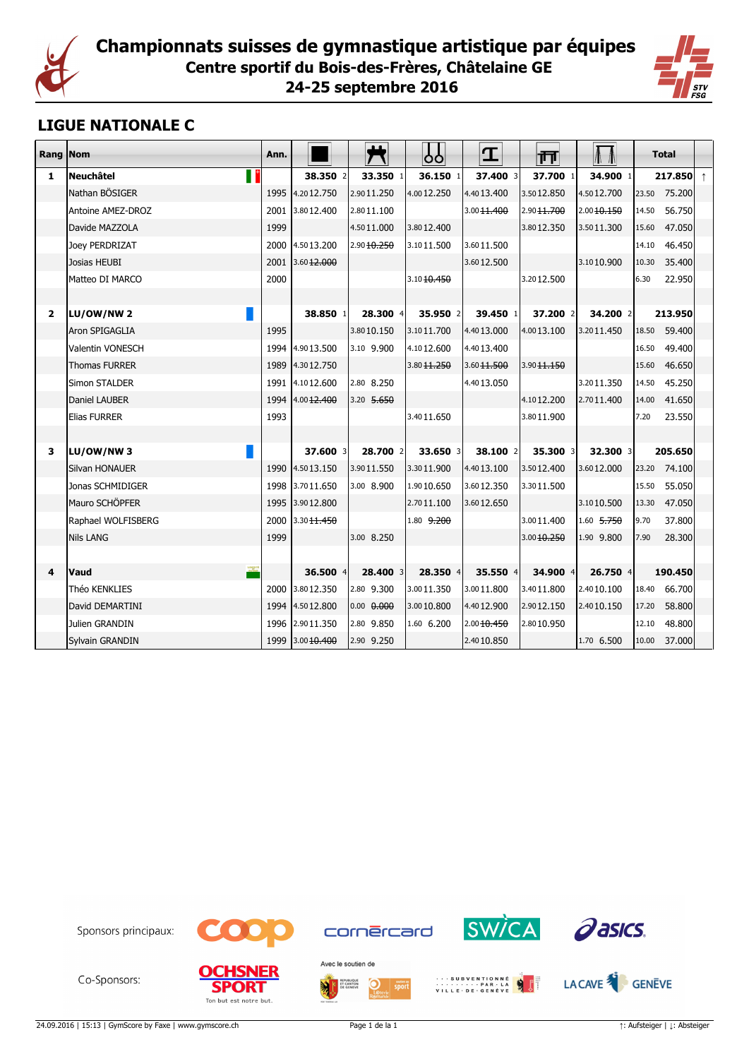# Championnats suisses de gymnastique artistique par équipes

## Centre sportif du Bois-des-Frères, Châtelaine GE

## 24-25 septembre 2016

### LIGUE NATIONALE C

| Rang | Nom | Ann. | Sol | Cheval-arçons | Anneaux | Saut | Barres parallèles | Barre fixe | Total | |
|---|---|---|---|---|---|---|---|---|---|---|
| **1** | **Neuchâtel** | | **38.350** 2 | **33.350** 1 | **36.150** 1 | **37.400** 3 | **37.700** 1 | **34.900** 1 | **217.850** | ↑ |
| | Nathan BÖSIGER | 1995 | 4.20 12.750 | 2.90 11.250 | 4.00 12.250 | 4.40 13.400 | 3.50 12.850 | 4.50 12.700 | 23.50 75.200 | |
| | Antoine AMEZ-DROZ | 2001 | 3.80 12.400 | 2.80 11.100 | | 3.00 ~~11.400~~ | 2.90 ~~11.700~~ | 2.00 ~~10.150~~ | 14.50 56.750 | |
| | Davide MAZZOLA | 1999 | | 4.50 11.000 | 3.80 12.400 | | 3.80 12.350 | 3.50 11.300 | 15.60 47.050 | |
| | Joey PERDRIZAT | 2000 | 4.50 13.200 | 2.90 ~~10.250~~ | 3.10 11.500 | 3.60 11.500 | | | 14.10 46.450 | |
| | Josias HEUBI | 2001 | 3.60 ~~12.000~~ | | | 3.60 12.500 | | 3.10 10.900 | 10.30 35.400 | |
| | Matteo DI MARCO | 2000 | | | 3.10 ~~10.450~~ | | 3.20 12.500 | | 6.30 22.950 | |
| **2** | **LU/OW/NW 2** | | **38.850** 1 | **28.300** 4 | **35.950** 2 | **39.450** 1 | **37.200** 2 | **34.200** 2 | **213.950** | |
| | Aron SPIGAGLIA | 1995 | | 3.80 10.150 | 3.10 11.700 | 4.40 13.000 | 4.00 13.100 | 3.20 11.450 | 18.50 59.400 | |
| | Valentin VONESCH | 1994 | 4.90 13.500 | 3.10 9.900 | 4.10 12.600 | 4.40 13.400 | | | 16.50 49.400 | |
| | Thomas FURRER | 1989 | 4.30 12.750 | | 3.80 ~~11.250~~ | 3.60 ~~11.500~~ | 3.90 ~~11.150~~ | | 15.60 46.650 | |
| | Simon STALDER | 1991 | 4.10 12.600 | 2.80 8.250 | | 4.40 13.050 | | 3.20 11.350 | 14.50 45.250 | |
| | Daniel LAUBER | 1994 | 4.00 ~~12.400~~ | 3.20 ~~5.650~~ | | | 4.10 12.200 | 2.70 11.400 | 14.00 41.650 | |
| | Elias FURRER | 1993 | | | 3.40 11.650 | | 3.80 11.900 | | 7.20 23.550 | |
| **3** | **LU/OW/NW 3** | | **37.600** 3 | **28.700** 2 | **33.650** 3 | **38.100** 2 | **35.300** 3 | **32.300** 3 | **205.650** | |
| | Silvan HONAUER | 1990 | 4.50 13.150 | 3.90 11.550 | 3.30 11.900 | 4.40 13.100 | 3.50 12.400 | 3.60 12.000 | 23.20 74.100 | |
| | Jonas SCHMIDIGER | 1998 | 3.70 11.650 | 3.00 8.900 | 1.90 10.650 | 3.60 12.350 | 3.30 11.500 | | 15.50 55.050 | |
| | Mauro SCHÖPFER | 1995 | 3.90 12.800 | | 2.70 11.100 | 3.60 12.650 | | 3.10 10.500 | 13.30 47.050 | |
| | Raphael WOLFISBERG | 2000 | 3.30 ~~11.450~~ | | 1.80 ~~9.200~~ | | 3.00 11.400 | 1.60 ~~5.750~~ | 9.70 37.800 | |
| | Nils LANG | 1999 | | 3.00 8.250 | | | 3.00 ~~10.250~~ | 1.90 9.800 | 7.90 28.300 | |
| **4** | **Vaud** | | **36.500** 4 | **28.400** 3 | **28.350** 4 | **35.550** 4 | **34.900** 4 | **26.750** 4 | **190.450** | |
| | Théo KENKLIES | 2000 | 3.80 12.350 | 2.80 9.300 | 3.00 11.350 | 3.00 11.800 | 3.40 11.800 | 2.40 10.100 | 18.40 66.700 | |
| | David DEMARTINI | 1994 | 4.50 12.800 | 0.00 ~~0.000~~ | 3.00 10.800 | 4.40 12.900 | 2.90 12.150 | 2.40 10.150 | 17.20 58.800 | |
| | Julien GRANDIN | 1996 | 2.90 11.350 | 2.80 9.850 | 1.60 6.200 | 2.00 ~~10.450~~ | 2.80 10.950 | | 12.10 48.800 | |
| | Sylvain GRANDIN | 1999 | 3.00 ~~10.400~~ | 2.90 9.250 | | 2.40 10.850 | | 1.70 6.500 | 10.00 37.000 | |

Sponsors principaux: coop, cornèrcard, SWICA, asics

Co-Sponsors: OCHSNER SPORT – Ton but est notre but. Avec le soutien de: République et Canton de Genève, sport; Subventionné par la Ville de Genève; La Cave Genève

↑: Aufsteiger | ↓: Absteiger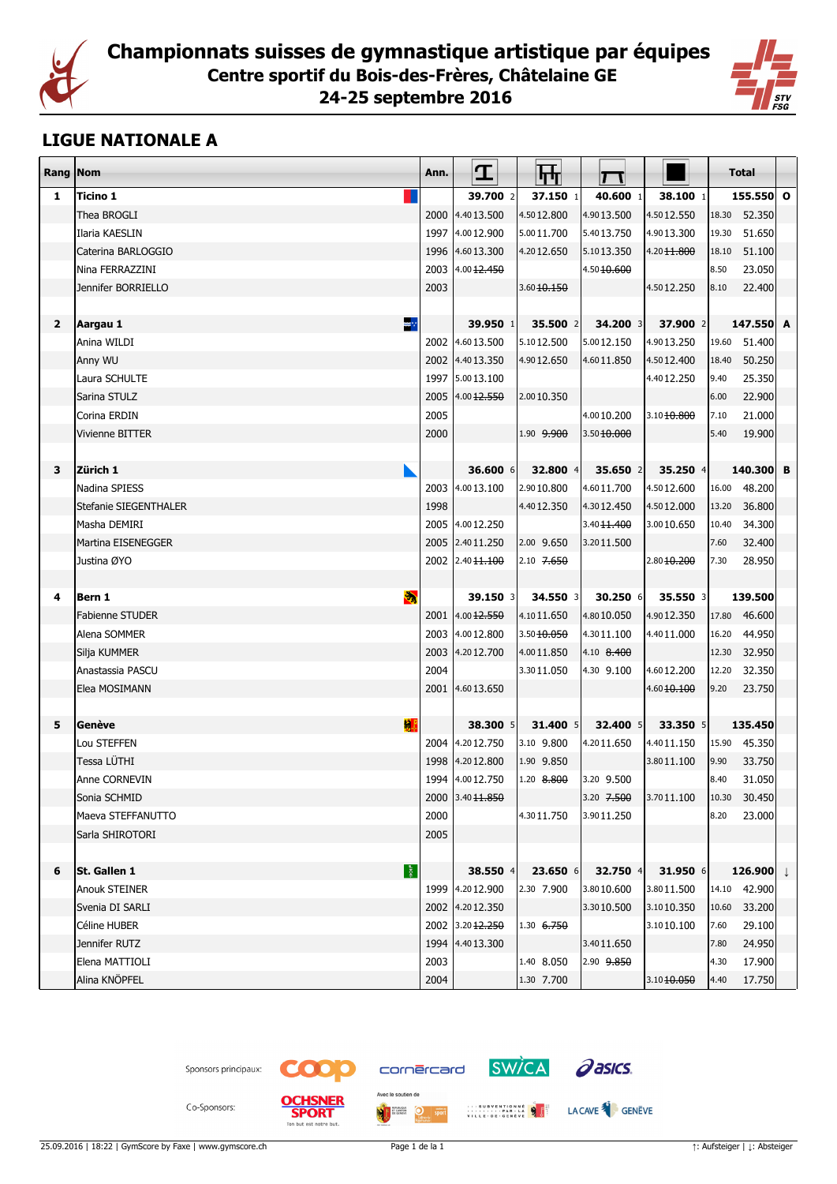# Championnats suisses de gymnastique artistique par équipes
## Centre sportif du Bois-des-Frères, Châtelaine GE
## 24-25 septembre 2016

## LIGUE NATIONALE A

| Rang | Nom | Ann. | Barre fixe (sol) | | Barres | | Poutre | | Sol | | Total | | |
|---|---|---|---|---|---|---|---|---|---|---|---|---|---|
| **1** | **Ticino 1** | | **39.700** 2 | | **37.150** 1 | | **40.600** 1 | | **38.100** 1 | | | **155.550** | **O** |
| | Thea BROGLI | 2000 | 4.40 | 13.500 | 4.50 | 12.800 | 4.90 | 13.500 | 4.50 | 12.550 | 18.30 | 52.350 | |
| | Ilaria KAESLIN | 1997 | 4.00 | 12.900 | 5.00 | 11.700 | 5.40 | 13.750 | 4.90 | 13.300 | 19.30 | 51.650 | |
| | Caterina BARLOGGIO | 1996 | 4.60 | 13.300 | 4.20 | 12.650 | 5.10 | 13.350 | 4.20 | ~~11.800~~ | 18.10 | 51.100 | |
| | Nina FERRAZZINI | 2003 | 4.00 | ~~12.450~~ | | | 4.50 | ~~10.600~~ | | | 8.50 | 23.050 | |
| | Jennifer BORRIELLO | 2003 | | | 3.60 | ~~10.150~~ | | | 4.50 | 12.250 | 8.10 | 22.400 | |
| **2** | **Aargau 1** | | **39.950** 1 | | **35.500** 2 | | **34.200** 3 | | **37.900** 2 | | | **147.550** | **A** |
| | Anina WILDI | 2002 | 4.60 | 13.500 | 5.10 | 12.500 | 5.00 | 12.150 | 4.90 | 13.250 | 19.60 | 51.400 | |
| | Anny WU | 2002 | 4.40 | 13.350 | 4.90 | 12.650 | 4.60 | 11.850 | 4.50 | 12.400 | 18.40 | 50.250 | |
| | Laura SCHULTE | 1997 | 5.00 | 13.100 | | | | | 4.40 | 12.250 | 9.40 | 25.350 | |
| | Sarina STULZ | 2005 | 4.00 | ~~12.550~~ | 2.00 | 10.350 | | | | | 6.00 | 22.900 | |
| | Corina ERDIN | 2005 | | | | | 4.00 | 10.200 | 3.10 | ~~10.800~~ | 7.10 | 21.000 | |
| | Vivienne BITTER | 2000 | | | 1.90 | ~~9.900~~ | 3.50 | ~~10.000~~ | | | 5.40 | 19.900 | |
| **3** | **Zürich 1** | | **36.600** 6 | | **32.800** 4 | | **35.650** 2 | | **35.250** 4 | | | **140.300** | **B** |
| | Nadina SPIESS | 2003 | 4.00 | 13.100 | 2.90 | 10.800 | 4.60 | 11.700 | 4.50 | 12.600 | 16.00 | 48.200 | |
| | Stefanie SIEGENTHALER | 1998 | | | 4.40 | 12.350 | 4.30 | 12.450 | 4.50 | 12.000 | 13.20 | 36.800 | |
| | Masha DEMIRI | 2005 | 4.00 | 12.250 | | | 3.40 | ~~11.400~~ | 3.00 | 10.650 | 10.40 | 34.300 | |
| | Martina EISENEGGER | 2005 | 2.40 | 11.250 | 2.00 | 9.650 | 3.20 | 11.500 | | | 7.60 | 32.400 | |
| | Justina ØYO | 2002 | 2.40 | ~~11.100~~ | 2.10 | ~~7.650~~ | | | 2.80 | ~~10.200~~ | 7.30 | 28.950 | |
| **4** | **Bern 1** | | **39.150** 3 | | **34.550** 3 | | **30.250** 6 | | **35.550** 3 | | | **139.500** | |
| | Fabienne STUDER | 2001 | 4.00 | ~~12.550~~ | 4.10 | 11.650 | 4.80 | 10.050 | 4.90 | 12.350 | 17.80 | 46.600 | |
| | Alena SOMMER | 2003 | 4.00 | 12.800 | 3.50 | ~~10.050~~ | 4.30 | 11.100 | 4.40 | 11.000 | 16.20 | 44.950 | |
| | Silja KUMMER | 2003 | 4.20 | 12.700 | 4.00 | 11.850 | 4.10 | ~~8.400~~ | | | 12.30 | 32.950 | |
| | Anastassia PASCU | 2004 | | | 3.30 | 11.050 | 4.30 | 9.100 | 4.60 | 12.200 | 12.20 | 32.350 | |
| | Elea MOSIMANN | 2001 | 4.60 | 13.650 | | | | | 4.60 | ~~10.100~~ | 9.20 | 23.750 | |
| **5** | **Genève** | | **38.300** 5 | | **31.400** 5 | | **32.400** 5 | | **33.350** 5 | | | **135.450** | |
| | Lou STEFFEN | 2004 | 4.20 | 12.750 | 3.10 | 9.800 | 4.20 | 11.650 | 4.40 | 11.150 | 15.90 | 45.350 | |
| | Tessa LÜTHI | 1998 | 4.20 | 12.800 | 1.90 | 9.850 | | | 3.80 | 11.100 | 9.90 | 33.750 | |
| | Anne CORNEVIN | 1994 | 4.00 | 12.750 | 1.20 | ~~8.800~~ | 3.20 | 9.500 | | | 8.40 | 31.050 | |
| | Sonia SCHMID | 2000 | 3.40 | ~~11.850~~ | | | 3.20 | ~~7.500~~ | 3.70 | 11.100 | 10.30 | 30.450 | |
| | Maeva STEFFANUTTO | 2000 | | | 4.30 | 11.750 | 3.90 | 11.250 | | | 8.20 | 23.000 | |
| | Sarla SHIROTORI | 2005 | | | | | | | | | | | |
| **6** | **St. Gallen 1** | | **38.550** 4 | | **23.650** 6 | | **32.750** 4 | | **31.950** 6 | | | **126.900** | ↓ |
| | Anouk STEINER | 1999 | 4.20 | 12.900 | 2.30 | 7.900 | 3.80 | 10.600 | 3.80 | 11.500 | 14.10 | 42.900 | |
| | Svenia DI SARLI | 2002 | 4.20 | 12.350 | | | 3.30 | 10.500 | 3.10 | 10.350 | 10.60 | 33.200 | |
| | Céline HUBER | 2002 | 3.20 | ~~12.250~~ | 1.30 | ~~6.750~~ | | | 3.10 | 10.100 | 7.60 | 29.100 | |
| | Jennifer RUTZ | 1994 | 4.40 | 13.300 | | | 3.40 | 11.650 | | | 7.80 | 24.950 | |
| | Elena MATTIOLI | 2003 | | | 1.40 | 8.050 | 2.90 | ~~9.850~~ | | | 4.30 | 17.900 | |
| | Alina KNÖPFEL | 2004 | | | 1.30 | 7.700 | | | 3.10 | ~~10.050~~ | 4.40 | 17.750 | |

Sponsors principaux: coop, cornèrcard, SWICA, asics

Co-Sponsors: OCHSNER SPORT, Avec le soutien de, LA CAVE GENÈVE

25.09.2016 | 18:22 | GymScore by Faxe | www.gymscore.ch

↑: Aufsteiger | ↓: Absteiger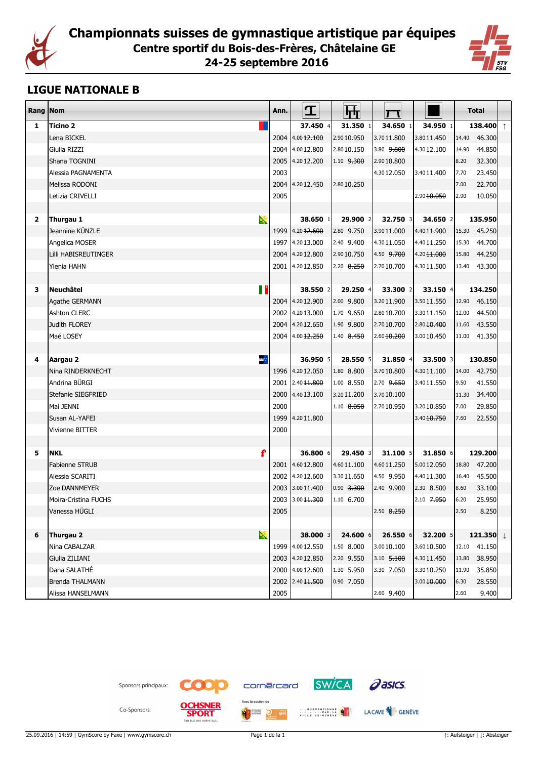# Championnats suisses de gymnastique artistique par équipes

## Centre sportif du Bois-des-Frères, Châtelaine GE

## 24-25 septembre 2016

## LIGUE NATIONALE B

| Rang | Nom | Ann. | Saut | Barres | Poutre | Sol | Total | |
|---|---|---|---|---|---|---|---|---|
| **1** | **Ticino 2** | | **37.450** 4 | **31.350** 1 | **34.650** 1 | **34.950** 1 | **138.400** | ↑ |
| | Lena BICKEL | 2004 | 4.00 ~~12.100~~ | 2.90 10.950 | 3.70 11.800 | 3.80 11.450 | 14.40 46.300 | |
| | Giulia RIZZI | 2004 | 4.00 12.800 | 2.80 10.150 | 3.80 ~~9.800~~ | 4.30 12.100 | 14.90 44.850 | |
| | Shana TOGNINI | 2005 | 4.20 12.200 | 1.10 ~~9.300~~ | 2.90 10.800 | | 8.20 32.300 | |
| | Alessia PAGNAMENTA | 2003 | | | 4.30 12.050 | 3.40 11.400 | 7.70 23.450 | |
| | Melissa RODONI | 2004 | 4.20 12.450 | 2.80 10.250 | | | 7.00 22.700 | |
| | Letizia CRIVELLI | 2005 | | | | 2.90 ~~10.050~~ | 2.90 10.050 | |
| **2** | **Thurgau 1** | | **38.650** 1 | **29.900** 2 | **32.750** 3 | **34.650** 2 | **135.950** | |
| | Jeannine KÜNZLE | 1999 | 4.20 ~~12.600~~ | 2.80 9.750 | 3.90 11.000 | 4.40 11.900 | 15.30 45.250 | |
| | Angelica MOSER | 1997 | 4.20 13.000 | 2.40 9.400 | 4.30 11.050 | 4.40 11.250 | 15.30 44.700 | |
| | Lilli HABISREUTINGER | 2004 | 4.20 12.800 | 2.90 10.750 | 4.50 ~~9.700~~ | 4.20 ~~11.000~~ | 15.80 44.250 | |
| | Ylenia HAHN | 2001 | 4.20 12.850 | 2.20 ~~8.250~~ | 2.70 10.700 | 4.30 11.500 | 13.40 43.300 | |
| **3** | **Neuchâtel** | | **38.550** 2 | **29.250** 4 | **33.300** 2 | **33.150** 4 | **134.250** | |
| | Agathe GERMANN | 2004 | 4.20 12.900 | 2.00 9.800 | 3.20 11.900 | 3.50 11.550 | 12.90 46.150 | |
| | Ashton CLERC | 2002 | 4.20 13.000 | 1.70 9.650 | 2.80 10.700 | 3.30 11.150 | 12.00 44.500 | |
| | Judith FLOREY | 2004 | 4.20 12.650 | 1.90 9.800 | 2.70 10.700 | 2.80 ~~10.400~~ | 11.60 43.550 | |
| | Maé LOSEY | 2004 | 4.00 ~~12.250~~ | 1.40 ~~8.450~~ | 2.60 ~~10.200~~ | 3.00 10.450 | 11.00 41.350 | |
| **4** | **Aargau 2** | | **36.950** 5 | **28.550** 5 | **31.850** 4 | **33.500** 3 | **130.850** | |
| | Nina RINDERKNECHT | 1996 | 4.20 12.050 | 1.80 8.800 | 3.70 10.800 | 4.30 11.100 | 14.00 42.750 | |
| | Andrina BÜRGI | 2001 | 2.40 ~~11.800~~ | 1.00 8.550 | 2.70 ~~9.650~~ | 3.40 11.550 | 9.50 41.550 | |
| | Stefanie SIEGFRIED | 2000 | 4.40 13.100 | 3.20 11.200 | 3.70 10.100 | | 11.30 34.400 | |
| | Mai JENNI | 2000 | | 1.10 ~~8.050~~ | 2.70 10.950 | 3.20 10.850 | 7.00 29.850 | |
| | Susan AL-YAFEI | 1999 | 4.20 11.800 | | | 3.40 ~~10.750~~ | 7.60 22.550 | |
| | Vivienne BITTER | 2000 | | | | | | |
| **5** | **NKL** | | **36.800** 6 | **29.450** 3 | **31.100** 5 | **31.850** 6 | **129.200** | |
| | Fabienne STRUB | 2001 | 4.60 12.800 | 4.60 11.100 | 4.60 11.250 | 5.00 12.050 | 18.80 47.200 | |
| | Alessia SCARITI | 2002 | 4.20 12.600 | 3.30 11.650 | 4.50 9.950 | 4.40 11.300 | 16.40 45.500 | |
| | Zoe DANNMEYER | 2003 | 3.00 11.400 | 0.90 ~~3.300~~ | 2.40 9.900 | 2.30 8.500 | 8.60 33.100 | |
| | Moira-Cristina FUCHS | 2003 | 3.00 ~~11.300~~ | 1.10 6.700 | | 2.10 ~~7.950~~ | 6.20 25.950 | |
| | Vanessa HÜGLI | 2005 | | | 2.50 ~~8.250~~ | | 2.50 8.250 | |
| **6** | **Thurgau 2** | | **38.000** 3 | **24.600** 6 | **26.550** 6 | **32.200** 5 | **121.350** | ↓ |
| | Nina CABALZAR | 1999 | 4.00 12.550 | 1.50 8.000 | 3.00 10.100 | 3.60 10.500 | 12.10 41.150 | |
| | Giulia ZILIANI | 2003 | 4.20 12.850 | 2.20 9.550 | 3.10 ~~5.100~~ | 4.30 11.450 | 13.80 38.950 | |
| | Dana SALATHÉ | 2000 | 4.00 12.600 | 1.30 ~~5.950~~ | 3.30 7.050 | 3.30 10.250 | 11.90 35.850 | |
| | Brenda THALMANN | 2002 | 2.40 ~~11.500~~ | 0.90 7.050 | | 3.00 ~~10.000~~ | 6.30 28.550 | |
| | Alissa HANSELMANN | 2005 | | | 2.60 9.400 | | 2.60 9.400 | |

Sponsors principaux: coop, cornèrcard, SWICA, asics

Co-Sponsors: OCHSNER SPORT, LA CAVE DE GENÈVE

↑: Aufsteiger | ↓: Absteiger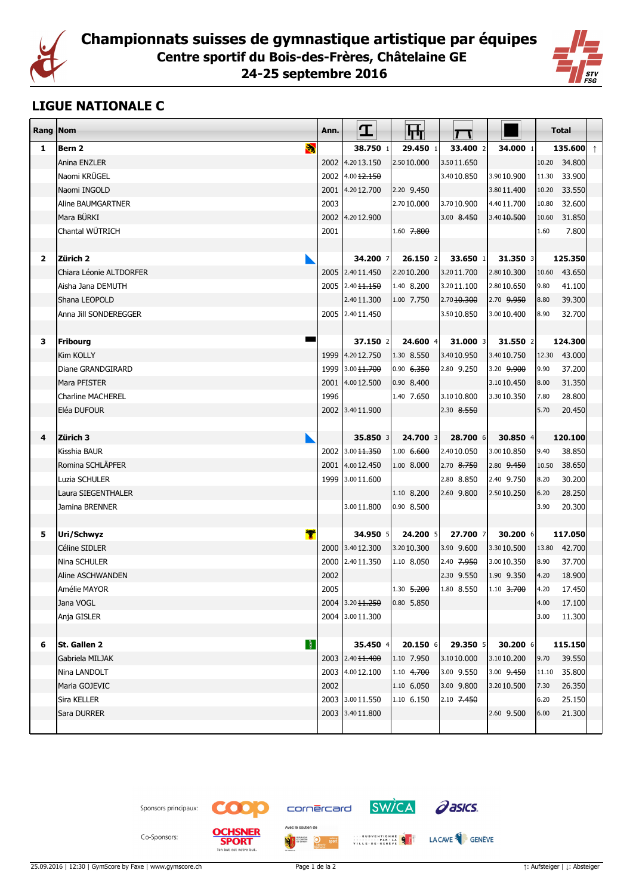# Championnats suisses de gymnastique artistique par équipes
## Centre sportif du Bois-des-Frères, Châtelaine GE
## 24-25 septembre 2016

### LIGUE NATIONALE C

| Rang | Nom | Ann. | Saut | Barres | Poutre | Sol | Total | |
|---|---|---|---|---|---|---|---|---|
| **1** | **Bern 2** | | **38.750** 1 | **29.450** 1 | **33.400** 2 | **34.000** 1 | **135.600** | ↑ |
| | Anina ENZLER | 2002 | 4.20 13.150 | 2.50 10.000 | 3.50 11.650 | | 10.20 34.800 | |
| | Naomi KRÜGEL | 2002 | 4.00 ~~12.150~~ | | 3.40 10.850 | 3.90 10.900 | 11.30 33.900 | |
| | Naomi INGOLD | 2001 | 4.20 12.700 | 2.20 9.450 | | 3.80 11.400 | 10.20 33.550 | |
| | Aline BAUMGARTNER | 2003 | | 2.70 10.000 | 3.70 10.900 | 4.40 11.700 | 10.80 32.600 | |
| | Mara BÜRKI | 2002 | 4.20 12.900 | | 3.00 ~~8.450~~ | 3.40 ~~10.500~~ | 10.60 31.850 | |
| | Chantal WÜTRICH | 2001 | | 1.60 ~~7.800~~ | | | 1.60 7.800 | |
| **2** | **Zürich 2** | | **34.200** 7 | **26.150** 2 | **33.650** 1 | **31.350** 3 | **125.350** | |
| | Chiara Léonie ALTDORFER | 2005 | 2.40 11.450 | 2.20 10.200 | 3.20 11.700 | 2.80 10.300 | 10.60 43.650 | |
| | Aisha Jana DEMUTH | 2005 | 2.40 ~~11.150~~ | 1.40 8.200 | 3.20 11.100 | 2.80 10.650 | 9.80 41.100 | |
| | Shana LEOPOLD | | 2.40 11.300 | 1.00 7.750 | 2.70 ~~10.300~~ | 2.70 ~~9.950~~ | 8.80 39.300 | |
| | Anna Jill SONDEREGGER | 2005 | 2.40 11.450 | | 3.50 10.850 | 3.00 10.400 | 8.90 32.700 | |
| **3** | **Fribourg** | | **37.150** 2 | **24.600** 4 | **31.000** 3 | **31.550** 2 | **124.300** | |
| | Kim KOLLY | 1999 | 4.20 12.750 | 1.30 8.550 | 3.40 10.950 | 3.40 10.750 | 12.30 43.000 | |
| | Diane GRANDGIRARD | 1999 | 3.00 ~~11.700~~ | 0.90 ~~6.350~~ | 2.80 9.250 | 3.20 ~~9.900~~ | 9.90 37.200 | |
| | Mara PFISTER | 2001 | 4.00 12.500 | 0.90 8.400 | | 3.10 10.450 | 8.00 31.350 | |
| | Charline MACHEREL | 1996 | | 1.40 7.650 | 3.10 10.800 | 3.30 10.350 | 7.80 28.800 | |
| | Eléa DUFOUR | 2002 | 3.40 11.900 | | 2.30 ~~8.550~~ | | 5.70 20.450 | |
| **4** | **Zürich 3** | | **35.850** 3 | **24.700** 3 | **28.700** 6 | **30.850** 4 | **120.100** | |
| | Kisshia BAUR | 2002 | 3.00 ~~11.350~~ | 1.00 ~~6.600~~ | 2.40 10.050 | 3.00 10.850 | 9.40 38.850 | |
| | Romina SCHLÄPFER | 2001 | 4.00 12.450 | 1.00 8.000 | 2.70 ~~8.750~~ | 2.80 ~~9.450~~ | 10.50 38.650 | |
| | Luzia SCHULER | 1999 | 3.00 11.600 | | 2.80 8.850 | 2.40 9.750 | 8.20 30.200 | |
| | Laura SIEGENTHALER | | | 1.10 8.200 | 2.60 9.800 | 2.50 10.250 | 6.20 28.250 | |
| | Jamina BRENNER | | 3.00 11.800 | 0.90 8.500 | | | 3.90 20.300 | |
| **5** | **Uri/Schwyz** | | **34.950** 5 | **24.200** 5 | **27.700** 7 | **30.200** 6 | **117.050** | |
| | Céline SIDLER | 2000 | 3.40 12.300 | 3.20 10.300 | 3.90 9.600 | 3.30 10.500 | 13.80 42.700 | |
| | Nina SCHULER | 2000 | 2.40 11.350 | 1.10 8.050 | 2.40 ~~7.950~~ | 3.00 10.350 | 8.90 37.700 | |
| | Aline ASCHWANDEN | 2002 | | | 2.30 9.550 | 1.90 9.350 | 4.20 18.900 | |
| | Amélie MAYOR | 2005 | | 1.30 ~~5.200~~ | 1.80 8.550 | 1.10 ~~3.700~~ | 4.20 17.450 | |
| | Jana VOGL | 2004 | 3.20 ~~11.250~~ | 0.80 5.850 | | | 4.00 17.100 | |
| | Anja GISLER | 2004 | 3.00 11.300 | | | | 3.00 11.300 | |
| **6** | **St. Gallen 2** | | **35.450** 4 | **20.150** 6 | **29.350** 5 | **30.200** 6 | **115.150** | |
| | Gabriela MILJAK | 2003 | 2.40 ~~11.400~~ | 1.10 7.950 | 3.10 10.000 | 3.10 10.200 | 9.70 39.550 | |
| | Nina LANDOLT | 2003 | 4.00 12.100 | 1.10 ~~4.700~~ | 3.00 9.550 | 3.00 ~~9.450~~ | 11.10 35.800 | |
| | Maria GOJEVIC | 2002 | | 1.10 6.050 | 3.00 9.800 | 3.20 10.500 | 7.30 26.350 | |
| | Sira KELLER | 2003 | 3.00 11.550 | 1.10 6.150 | 2.10 ~~7.450~~ | | 6.20 25.150 | |
| | Sara DURRER | 2003 | 3.40 11.800 | | | 2.60 9.500 | 6.00 21.300 | |

Sponsors principaux: coop, cornèrcard, SWICA, asics

Co-Sponsors: OCHSNER SPORT, Avec le soutien de République et canton de Genève, Subventionné par la Ville de Genève, LA CAVE DE GENÈVE

↑: Aufsteiger | ↓: Absteiger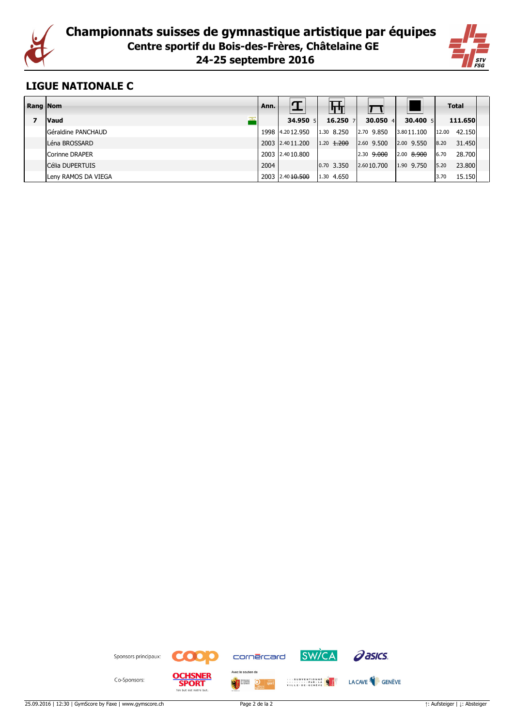# Championnats suisses de gymnastique artistique par équipes
## Centre sportif du Bois-des-Frères, Châtelaine GE
## 24-25 septembre 2016

### LIGUE NATIONALE C

| Rang | Nom | Ann. | Saut | | Barres | | Poutre | | Sol | | Total | |
|---|---|---|---|---|---|---|---|---|---|---|---|---|
| 7 | **Vaud** | | | **34.950** 5 | | **16.250** 7 | | **30.050** 4 | | **30.400** 5 | | **111.650** |
| | Géraldine PANCHAUD | 1998 | 4.20 | 12.950 | 1.30 | 8.250 | 2.70 | 9.850 | 3.80 | 11.100 | 12.00 | 42.150 |
| | Léna BROSSARD | 2003 | 2.40 | 11.200 | 1.20 | ~~1.200~~ | 2.60 | 9.500 | 2.00 | 9.550 | 8.20 | 31.450 |
| | Corinne DRAPER | 2003 | 2.40 | 10.800 | | | 2.30 | ~~9.000~~ | 2.00 | ~~8.900~~ | 6.70 | 28.700 |
| | Célia DUPERTUIS | 2004 | | | 0.70 | 3.350 | 2.60 | 10.700 | 1.90 | 9.750 | 5.20 | 23.800 |
| | Leny RAMOS DA VIEGA | 2003 | 2.40 | ~~10.500~~ | 1.30 | 4.650 | | | | | 3.70 | 15.150 |

Sponsors principaux: Coop, Cornèrcard, SWICA, asics

Co-Sponsors: Ochsner Sport, Avec le soutien de République et canton de Genève, Subventionné par la Ville de Genève, La Cave de Genève

25.09.2016 | 12:30 | GymScore by Faxe | www.gymscore.ch

↑: Aufsteiger | ↓: Absteiger